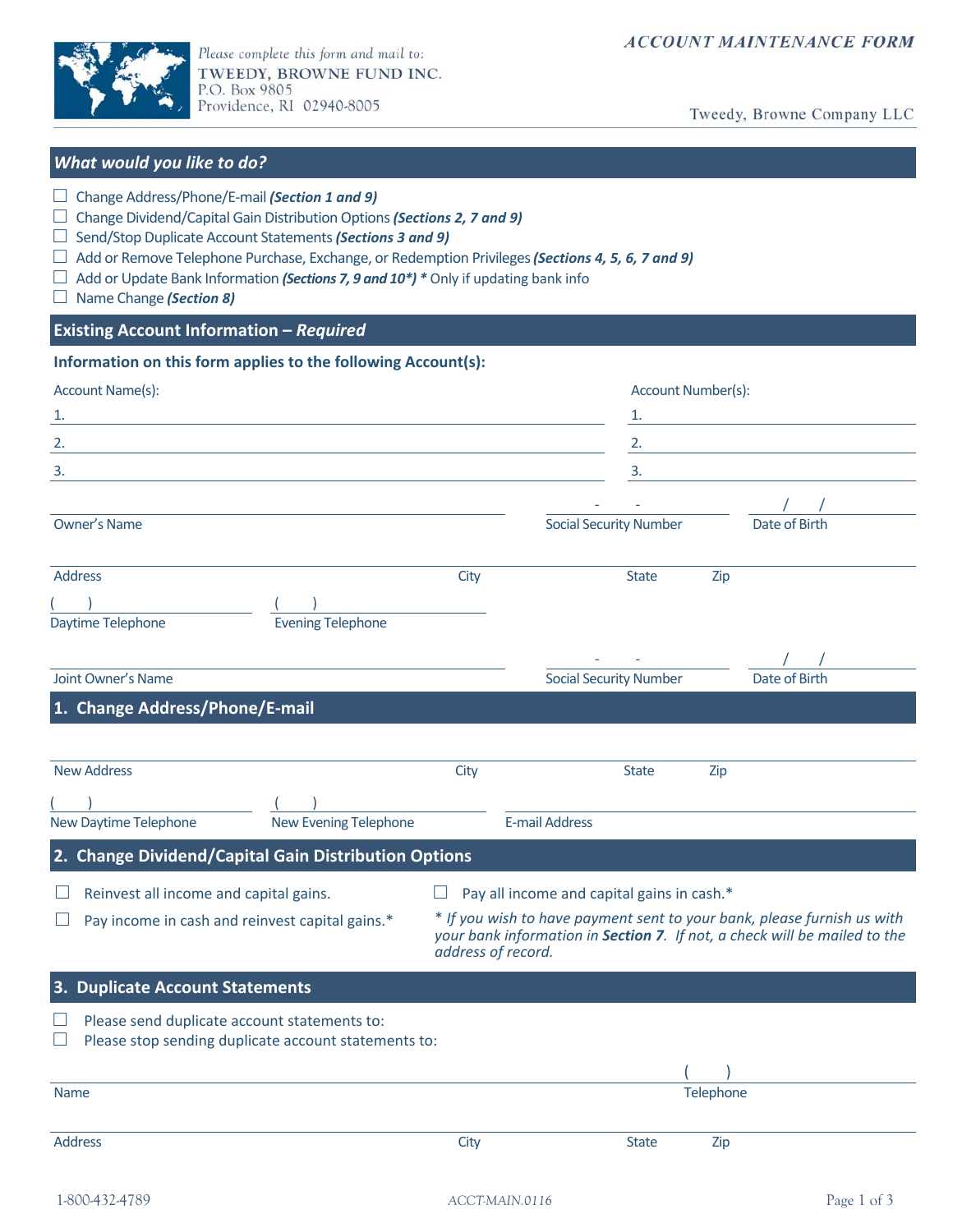Please complete this form and mail to:
TWEEDY, BROWNE FUND INC.
P.O. Box 9805
Providence, RI 02940-8005

# ACCOUNT MAINTENANCE FORM

Tweedy, Browne Company LLC

## What would you like to do?

- ☐ Change Address/Phone/E-mail ***(Section 1 and 9)***
- ☐ Change Dividend/Capital Gain Distribution Options ***(Sections 2, 7 and 9)***
- ☐ Send/Stop Duplicate Account Statements ***(Sections 3 and 9)***
- ☐ Add or Remove Telephone Purchase, Exchange, or Redemption Privileges ***(Sections 4, 5, 6, 7 and 9)***
- ☐ Add or Update Bank Information ***(Sections 7, 9 and 10*)*** * Only if updating bank info
- ☐ Name Change ***(Section 8)***

## Existing Account Information – *Required*

**Information on this form applies to the following Account(s):**

| Account Name(s): | Account Number(s): |
|---|---|
| 1. | 1. |
| 2. | 2. |
| 3. | 3. |

Owner's Name ______________________ Social Security Number ___ - ___ - ___ Date of Birth ___ / ___ / ___

Address ______________________ City ________ State ____ Zip ______

Daytime Telephone ( ) ________ Evening Telephone ( ) ________

Joint Owner's Name ______________________ Social Security Number ___ - ___ - ___ Date of Birth ___ / ___ / ___

## 1. Change Address/Phone/E-mail

New Address ______________________ City ________ State ____ Zip ______

New Daytime Telephone ( ) ________ New Evening Telephone ( ) ________ E-mail Address ______________________

## 2. Change Dividend/Capital Gain Distribution Options

- ☐ Reinvest all income and capital gains.
- ☐ Pay income in cash and reinvest capital gains.*
- ☐ Pay all income and capital gains in cash.*

*\* If you wish to have payment sent to your bank, please furnish us with your bank information in **Section 7**. If not, a check will be mailed to the address of record.*

## 3. Duplicate Account Statements

- ☐ Please send duplicate account statements to:
- ☐ Please stop sending duplicate account statements to:

Name ______________________ Telephone ( ) ________

Address ______________________ City ________ State ____ Zip ______

1-800-432-4789 ACCT-MAIN.0116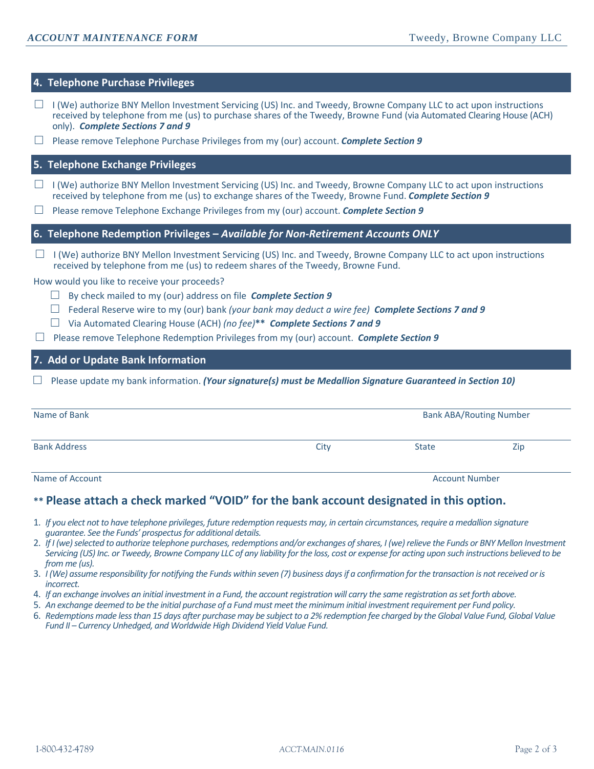## 4. Telephone Purchase Privileges

☐ I (We) authorize BNY Mellon Investment Servicing (US) Inc. and Tweedy, Browne Company LLC to act upon instructions received by telephone from me (us) to purchase shares of the Tweedy, Browne Fund (via Automated Clearing House (ACH) only). ***Complete Sections 7 and 9***

☐ Please remove Telephone Purchase Privileges from my (our) account. ***Complete Section 9***

## 5. Telephone Exchange Privileges

☐ I (We) authorize BNY Mellon Investment Servicing (US) Inc. and Tweedy, Browne Company LLC to act upon instructions received by telephone from me (us) to exchange shares of the Tweedy, Browne Fund. ***Complete Section 9***

☐ Please remove Telephone Exchange Privileges from my (our) account. ***Complete Section 9***

## 6. Telephone Redemption Privileges – *Available for Non-Retirement Accounts ONLY*

☐ I (We) authorize BNY Mellon Investment Servicing (US) Inc. and Tweedy, Browne Company LLC to act upon instructions received by telephone from me (us) to redeem shares of the Tweedy, Browne Fund.

How would you like to receive your proceeds?

- ☐ By check mailed to my (our) address on file ***Complete Section 9***
- ☐ Federal Reserve wire to my (our) bank *(your bank may deduct a wire fee)* ***Complete Sections 7 and 9***
- ☐ Via Automated Clearing House (ACH) *(no fee)*** ***Complete Sections 7 and 9***

☐ Please remove Telephone Redemption Privileges from my (our) account. ***Complete Section 9***

## 7. Add or Update Bank Information

☐ Please update my bank information. ***(Your signature(s) must be Medallion Signature Guaranteed in Section 10)***

Name of Bank ______________________ Bank ABA/Routing Number ______________________

Bank Address ______________________ City ____________ State ____________ Zip ____________

Name of Account ______________________ Account Number ______________________

**** Please attach a check marked "VOID" for the bank account designated in this option.**

1. *If you elect not to have telephone privileges, future redemption requests may, in certain circumstances, require a medallion signature guarantee. See the Funds' prospectus for additional details.*
2. *If I (we) selected to authorize telephone purchases, redemptions and/or exchanges of shares, I (we) relieve the Funds or BNY Mellon Investment Servicing (US) Inc. or Tweedy, Browne Company LLC of any liability for the loss, cost or expense for acting upon such instructions believed to be from me (us).*
3. *I (We) assume responsibility for notifying the Funds within seven (7) business days if a confirmation for the transaction is not received or is incorrect.*
4. *If an exchange involves an initial investment in a Fund, the account registration will carry the same registration as set forth above.*
5. *An exchange deemed to be the initial purchase of a Fund must meet the minimum initial investment requirement per Fund policy.*
6. *Redemptions made less than 15 days after purchase may be subject to a 2% redemption fee charged by the Global Value Fund, Global Value Fund II – Currency Unhedged, and Worldwide High Dividend Yield Value Fund.*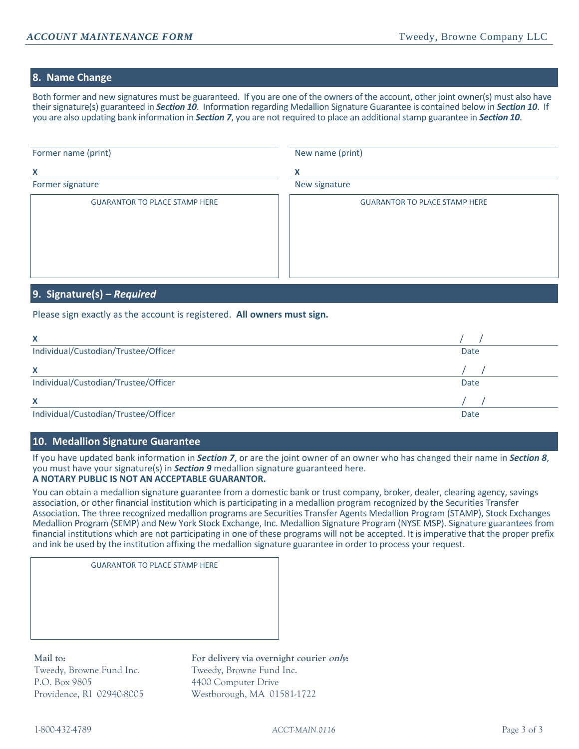## 8. Name Change

Both former and new signatures must be guaranteed. If you are one of the owners of the account, other joint owner(s) must also have their signature(s) guaranteed in ***Section 10***. Information regarding Medallion Signature Guarantee is contained below in ***Section 10***. If you are also updating bank information in ***Section 7***, you are not required to place an additional stamp guarantee in ***Section 10***.

| | |
|---|---|
| Former name (print) | New name (print) |
| X | X |
| Former signature | New signature |
| GUARANTOR TO PLACE STAMP HERE | GUARANTOR TO PLACE STAMP HERE |

## 9. Signature(s) – *Required*

Please sign exactly as the account is registered. **All owners must sign.**

| | |
|---|---|
| X | / / |
| Individual/Custodian/Trustee/Officer | Date |
| X | / / |
| Individual/Custodian/Trustee/Officer | Date |
| X | / / |
| Individual/Custodian/Trustee/Officer | Date |

## 10. Medallion Signature Guarantee

If you have updated bank information in ***Section 7***, or are the joint owner of an owner who has changed their name in ***Section 8***, you must have your signature(s) in ***Section 9*** medallion signature guaranteed here.

**A NOTARY PUBLIC IS NOT AN ACCEPTABLE GUARANTOR.**

You can obtain a medallion signature guarantee from a domestic bank or trust company, broker, dealer, clearing agency, savings association, or other financial institution which is participating in a medallion program recognized by the Securities Transfer Association. The three recognized medallion programs are Securities Transfer Agents Medallion Program (STAMP), Stock Exchanges Medallion Program (SEMP) and New York Stock Exchange, Inc. Medallion Signature Program (NYSE MSP). Signature guarantees from financial institutions which are not participating in one of these programs will not be accepted. It is imperative that the proper prefix and ink be used by the institution affixing the medallion signature guarantee in order to process your request.

GUARANTOR TO PLACE STAMP HERE

**Mail to:**
Tweedy, Browne Fund Inc.
P.O. Box 9805
Providence, RI 02940-8005

**For delivery via overnight courier *only*:**
Tweedy, Browne Fund Inc.
4400 Computer Drive
Westborough, MA 01581-1722

1-800-432-4789

*ACCT-MAIN.0116*